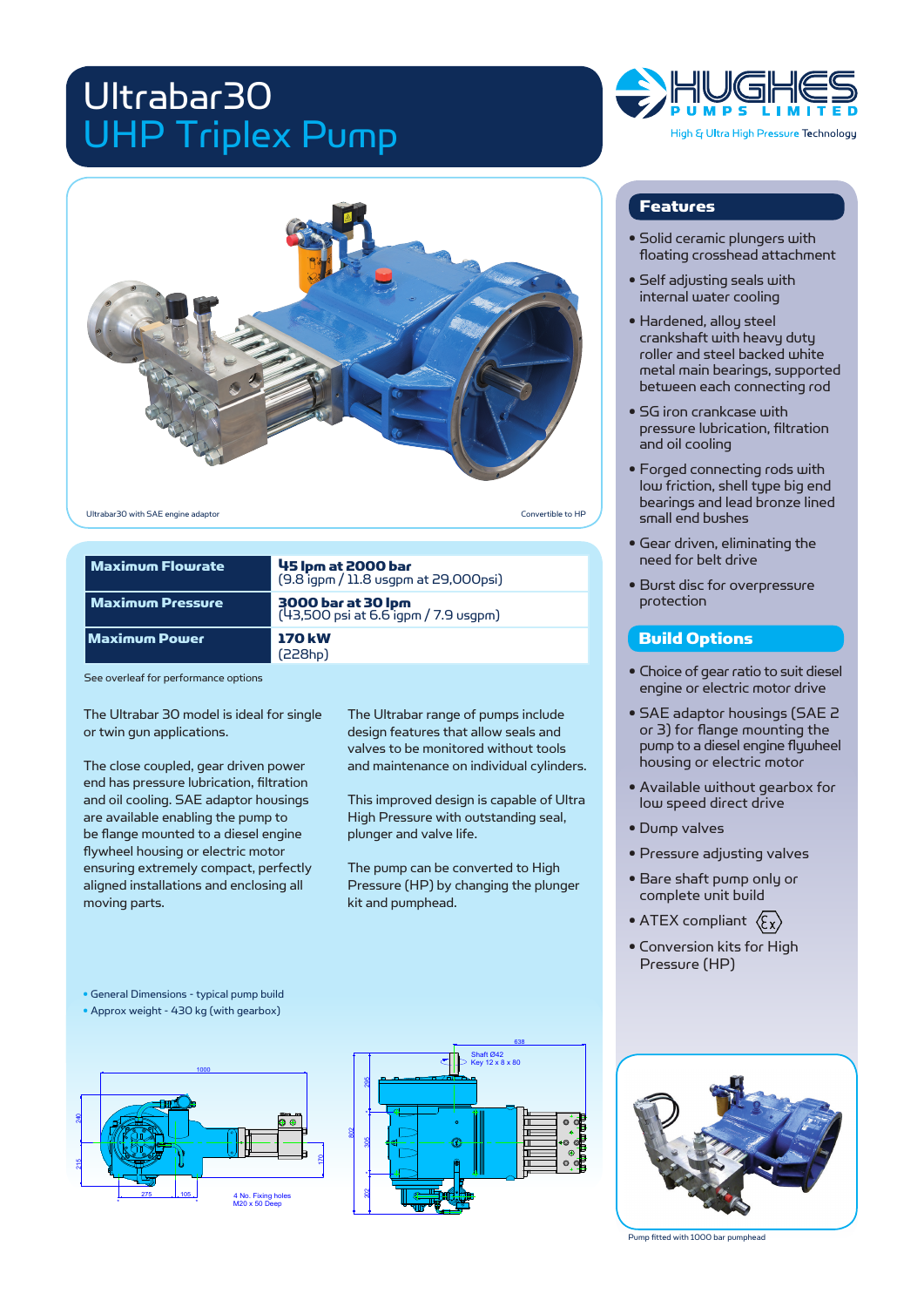# Ultrabar30

## UHP Triplex Pump

HUGHES PUMPS LIMITED

High & Ultra High Pressure Technology

Ultrabar30 with SAE engine adaptor

Convertible to HP

| | |
|---|---|
| **Maximum Flowrate** | **45 lpm at 2000 bar** (9.8 igpm / 11.8 usgpm at 29,000psi) |
| **Maximum Pressure** | **3000 bar at 30 lpm** (43,500 psi at 6.6 igpm / 7.9 usgpm) |
| **Maximum Power** | **170 kW** (228hp) |

See overleaf for performance options

The Ultrabar 30 model is ideal for single or twin gun applications.

The close coupled, gear driven power end has pressure lubrication, filtration and oil cooling. SAE adaptor housings are available enabling the pump to be flange mounted to a diesel engine flywheel housing or electric motor ensuring extremely compact, perfectly aligned installations and enclosing all moving parts.

The Ultrabar range of pumps include design features that allow seals and valves to be monitored without tools and maintenance on individual cylinders.

This improved design is capable of Ultra High Pressure with outstanding seal, plunger and valve life.

The pump can be converted to High Pressure (HP) by changing the plunger kit and pumphead.

- General Dimensions - typical pump build
- Approx weight - 430 kg (with gearbox)

1000

240

215

275

105

170

4 No. Fixing holes M20 x 50 Deep

638

Shaft Ø42 Key 12 x 8 x 80

295

305

802

202

## Features

- Solid ceramic plungers with floating crosshead attachment
- Self adjusting seals with internal water cooling
- Hardened, alloy steel crankshaft with heavy duty roller and steel backed white metal main bearings, supported between each connecting rod
- SG iron crankcase with pressure lubrication, filtration and oil cooling
- Forged connecting rods with low friction, shell type big end bearings and lead bronze lined small end bushes
- Gear driven, eliminating the need for belt drive
- Burst disc for overpressure protection

## Build Options

- Choice of gear ratio to suit diesel engine or electric motor drive
- SAE adaptor housings (SAE 2 or 3) for flange mounting the pump to a diesel engine flywheel housing or electric motor
- Available without gearbox for low speed direct drive
- Dump valves
- Pressure adjusting valves
- Bare shaft pump only or complete unit build
- ATEX compliant
- Conversion kits for High Pressure (HP)

Pump fitted with 1000 bar pumphead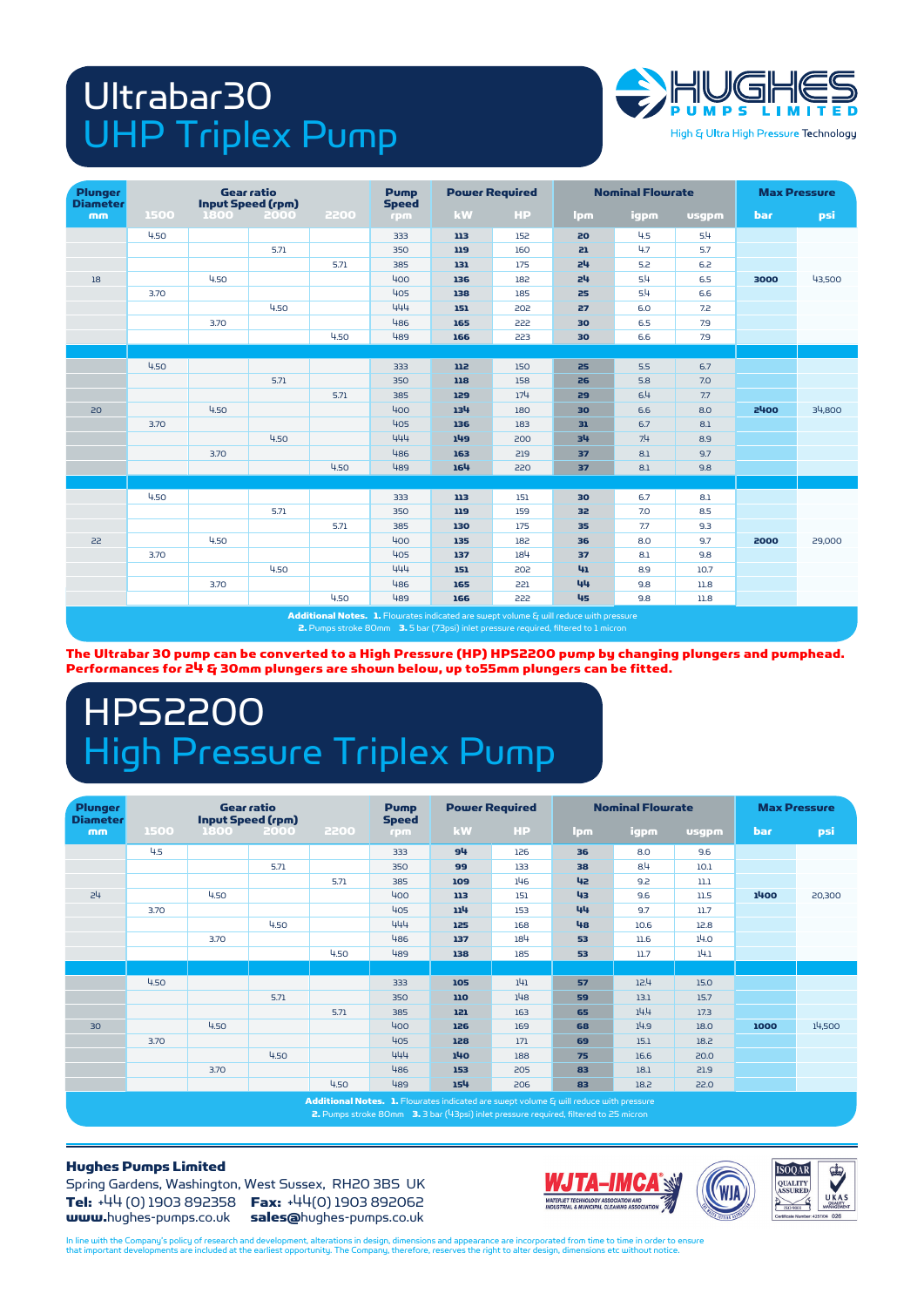# Ultrabar30
## UHP Triplex Pump

**HUGHES PUMPS LIMITED**
High & Ultra High Pressure Technology

| Plunger Diameter mm | Gear ratio Input Speed (rpm) 1500 | 1800 | 2000 | 2200 | Pump Speed rpm | Power Required kW | HP | Nominal Flowrate lpm | igpm | usgpm | Max Pressure bar | psi |
|---|---|---|---|---|---|---|---|---|---|---|---|---|
| | 4.50 | | | | 333 | **113** | 152 | **20** | 4.5 | 5.4 | | |
| | | | 5.71 | | 350 | **119** | 160 | **21** | 4.7 | 5.7 | | |
| | | | | 5.71 | 385 | **131** | 175 | **24** | 5.2 | 6.2 | | |
| 18 | | 4.50 | | | 400 | **136** | 182 | **24** | 5.4 | 6.5 | **3000** | 43,500 |
| | 3.70 | | | | 405 | **138** | 185 | **25** | 5.4 | 6.6 | | |
| | | | 4.50 | | 444 | **151** | 202 | **27** | 6.0 | 7.2 | | |
| | | 3.70 | | | 486 | **165** | 222 | **30** | 6.5 | 7.9 | | |
| | | | | 4.50 | 489 | **166** | 223 | **30** | 6.6 | 7.9 | | |
| | 4.50 | | | | 333 | **112** | 150 | **25** | 5.5 | 6.7 | | |
| | | | 5.71 | | 350 | **118** | 158 | **26** | 5.8 | 7.0 | | |
| | | | | 5.71 | 385 | **129** | 174 | **29** | 6.4 | 7.7 | | |
| 20 | | 4.50 | | | 400 | **134** | 180 | **30** | 6.6 | 8.0 | **2400** | 34,800 |
| | 3.70 | | | | 405 | **136** | 183 | **31** | 6.7 | 8.1 | | |
| | | | 4.50 | | 444 | **149** | 200 | **34** | 7.4 | 8.9 | | |
| | | 3.70 | | | 486 | **163** | 219 | **37** | 8.1 | 9.7 | | |
| | | | | 4.50 | 489 | **164** | 220 | **37** | 8.1 | 9.8 | | |
| | 4.50 | | | | 333 | **113** | 151 | **30** | 6.7 | 8.1 | | |
| | | | 5.71 | | 350 | **119** | 159 | **32** | 7.0 | 8.5 | | |
| | | | | 5.71 | 385 | **130** | 175 | **35** | 7.7 | 9.3 | | |
| 22 | | 4.50 | | | 400 | **136** | 182 | **36** | 8.0 | 9.7 | **2000** | 29,000 |
| | 3.70 | | | | 405 | **137** | 184 | **37** | 8.1 | 9.8 | | |
| | | | 4.50 | | 444 | **151** | 202 | **41** | 8.9 | 10.7 | | |
| | | 3.70 | | | 486 | **165** | 221 | **44** | 9.8 | 11.8 | | |
| | | | | 4.50 | 489 | **166** | 222 | **45** | 9.8 | 11.8 | | |

**Additional Notes. 1.** Flowrates indicated are swept volume & will reduce with pressure
**2.** Pumps stroke 80mm **3.** 5 bar (73psi) inlet pressure required, filtered to 1 micron

**The Ultrabar 30 pump can be converted to a High Pressure (HP) HPS2200 pump by changing plungers and pumphead. Performances for 24 & 30mm plungers are shown below, up to55mm plungers can be fitted.**

# HPS2200
## High Pressure Triplex Pump

| Plunger Diameter mm | Gear ratio Input Speed (rpm) 1500 | 1800 | 2000 | 2200 | Pump Speed rpm | Power Required kW | HP | Nominal Flowrate lpm | igpm | usgpm | Max Pressure bar | psi |
|---|---|---|---|---|---|---|---|---|---|---|---|---|
| | 4.5 | | | | 333 | **94** | 126 | **36** | 8.0 | 9.6 | | |
| | | | 5.71 | | 350 | **99** | 133 | **38** | 8.4 | 10.1 | | |
| | | | | 5.71 | 385 | **109** | 146 | **42** | 9.2 | 11.1 | | |
| 24 | | 4.50 | | | 400 | **113** | 151 | **43** | 9.6 | 11.5 | **1400** | 20,300 |
| | 3.70 | | | | 405 | **114** | 153 | **44** | 9.7 | 11.7 | | |
| | | | 4.50 | | 444 | **125** | 168 | **48** | 10.6 | 12.8 | | |
| | | 3.70 | | | 486 | **137** | 184 | **53** | 11.6 | 14.0 | | |
| | | | | 4.50 | 489 | **138** | 185 | **53** | 11.7 | 14.1 | | |
| | 4.50 | | | | 333 | **105** | 141 | **57** | 12.4 | 15.0 | | |
| | | | 5.71 | | 350 | **110** | 148 | **59** | 13.1 | 15.7 | | |
| | | | | 5.71 | 385 | **121** | 163 | **65** | 14.4 | 17.3 | | |
| 30 | | 4.50 | | | 400 | **126** | 169 | **68** | 14.9 | 18.0 | **1000** | 14,500 |
| | 3.70 | | | | 405 | **128** | 171 | **69** | 15.1 | 18.2 | | |
| | | | 4.50 | | 444 | **140** | 188 | **75** | 16.6 | 20.0 | | |
| | | 3.70 | | | 486 | **153** | 205 | **83** | 18.1 | 21.9 | | |
| | | | | 4.50 | 489 | **154** | 206 | **83** | 18.2 | 22.0 | | |

**Additional Notes. 1.** Flowrates indicated are swept volume & will reduce with pressure
**2.** Pumps stroke 80mm **3.** 3 bar (43psi) inlet pressure required, filtered to 25 micron

**Hughes Pumps Limited**
Spring Gardens, Washington, West Sussex, RH20 3BS UK
**Tel:** +44 (0)1903 892358 **Fax:** +44(0)1903 892062
**www.**hughes-pumps.co.uk **sales@**hughes-pumps.co.uk

WJTA-IMCA — Waterjet Technology Association and Industrial & Municipal Cleaning Association
WJA
ISOQAR Quality Assured ISO 9001 — UKAS Quality Management — Certificate Number: 425104 026

In line with the Company's policy of research and development, alterations in design, dimensions and appearance are incorporated from time to time in order to ensure that important developments are included at the earliest opportunity. The Company, therefore, reserves the right to alter design, dimensions etc without notice.